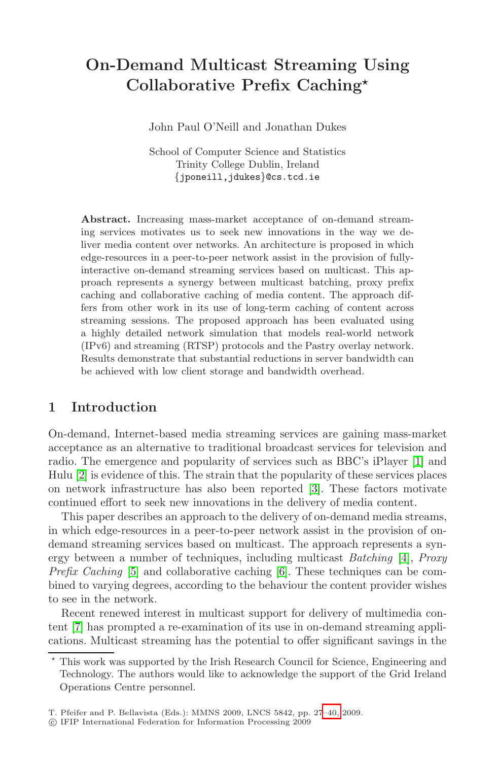# On-Demand Multicast Streaming Using Collaborative Prefix Caching*

John Paul O'Neill and Jonathan Dukes

School of Computer Science and Statistics
Trinity College Dublin, Ireland
{jponeill,jdukes}@cs.tcd.ie

**Abstract.** Increasing mass-market acceptance of on-demand streaming services motivates us to seek new innovations in the way we deliver media content over networks. An architecture is proposed in which edge-resources in a peer-to-peer network assist in the provision of fully-interactive on-demand streaming services based on multicast. This approach represents a synergy between multicast batching, proxy prefix caching and collaborative caching of media content. The approach differs from other work in its use of long-term caching of content across streaming sessions. The proposed approach has been evaluated using a highly detailed network simulation that models real-world network (IPv6) and streaming (RTSP) protocols and the Pastry overlay network. Results demonstrate that substantial reductions in server bandwidth can be achieved with low client storage and bandwidth overhead.

## 1 Introduction

On-demand, Internet-based media streaming services are gaining mass-market acceptance as an alternative to traditional broadcast services for television and radio. The emergence and popularity of services such as BBC's iPlayer [1] and Hulu [2] is evidence of this. The strain that the popularity of these services places on network infrastructure has also been reported [3]. These factors motivate continued effort to seek new innovations in the delivery of media content.

This paper describes an approach to the delivery of on-demand media streams, in which edge-resources in a peer-to-peer network assist in the provision of on-demand streaming services based on multicast. The approach represents a synergy between a number of techniques, including multicast *Batching* [4], *Proxy Prefix Caching* [5] and collaborative caching [6]. These techniques can be combined to varying degrees, according to the behaviour the content provider wishes to see in the network.

Recent renewed interest in multicast support for delivery of multimedia content [7] has prompted a re-examination of its use in on-demand streaming applications. Multicast streaming has the potential to offer significant savings in the

---

* This work was supported by the Irish Research Council for Science, Engineering and Technology. The authors would like to acknowledge the support of the Grid Ireland Operations Centre personnel.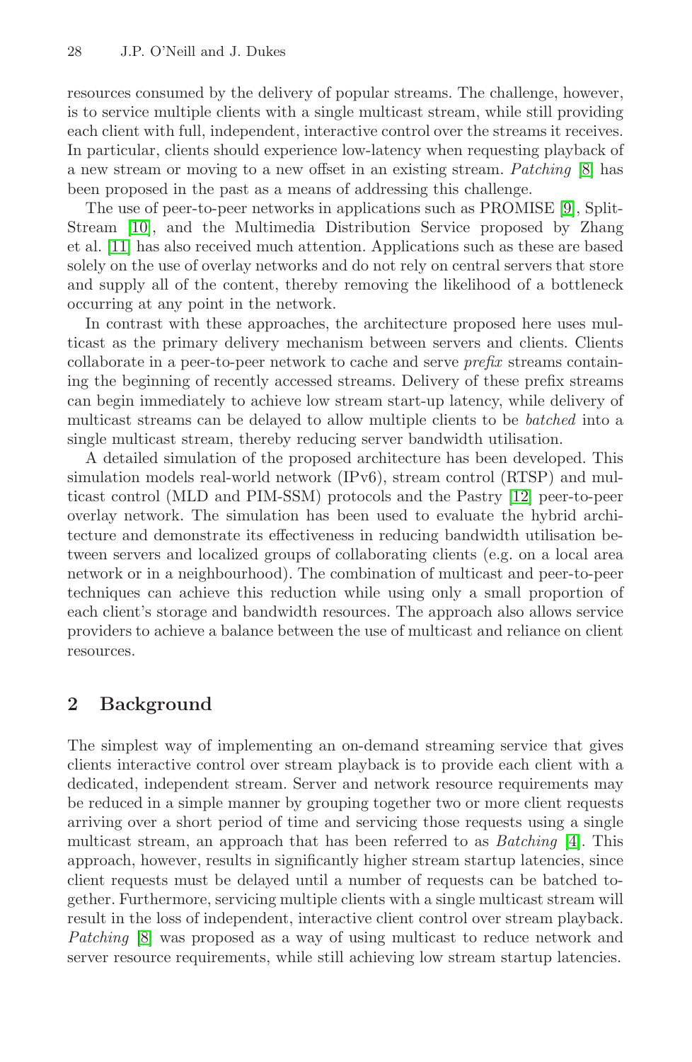resources consumed by the delivery of popular streams. The challenge, however, is to service multiple clients with a single multicast stream, while still providing each client with full, independent, interactive control over the streams it receives. In particular, clients should experience low-latency when requesting playback of a new stream or moving to a new offset in an existing stream. *Patching* [8] has been proposed in the past as a means of addressing this challenge.

The use of peer-to-peer networks in applications such as PROMISE [9], SplitStream [10], and the Multimedia Distribution Service proposed by Zhang et al. [11] has also received much attention. Applications such as these are based solely on the use of overlay networks and do not rely on central servers that store and supply all of the content, thereby removing the likelihood of a bottleneck occurring at any point in the network.

In contrast with these approaches, the architecture proposed here uses multicast as the primary delivery mechanism between servers and clients. Clients collaborate in a peer-to-peer network to cache and serve *prefix* streams containing the beginning of recently accessed streams. Delivery of these prefix streams can begin immediately to achieve low stream start-up latency, while delivery of multicast streams can be delayed to allow multiple clients to be *batched* into a single multicast stream, thereby reducing server bandwidth utilisation.

A detailed simulation of the proposed architecture has been developed. This simulation models real-world network (IPv6), stream control (RTSP) and multicast control (MLD and PIM-SSM) protocols and the Pastry [12] peer-to-peer overlay network. The simulation has been used to evaluate the hybrid architecture and demonstrate its effectiveness in reducing bandwidth utilisation between servers and localized groups of collaborating clients (e.g. on a local area network or in a neighbourhood). The combination of multicast and peer-to-peer techniques can achieve this reduction while using only a small proportion of each client's storage and bandwidth resources. The approach also allows service providers to achieve a balance between the use of multicast and reliance on client resources.

## 2 Background

The simplest way of implementing an on-demand streaming service that gives clients interactive control over stream playback is to provide each client with a dedicated, independent stream. Server and network resource requirements may be reduced in a simple manner by grouping together two or more client requests arriving over a short period of time and servicing those requests using a single multicast stream, an approach that has been referred to as *Batching* [4]. This approach, however, results in significantly higher stream startup latencies, since client requests must be delayed until a number of requests can be batched together. Furthermore, servicing multiple clients with a single multicast stream will result in the loss of independent, interactive client control over stream playback. *Patching* [8] was proposed as a way of using multicast to reduce network and server resource requirements, while still achieving low stream startup latencies.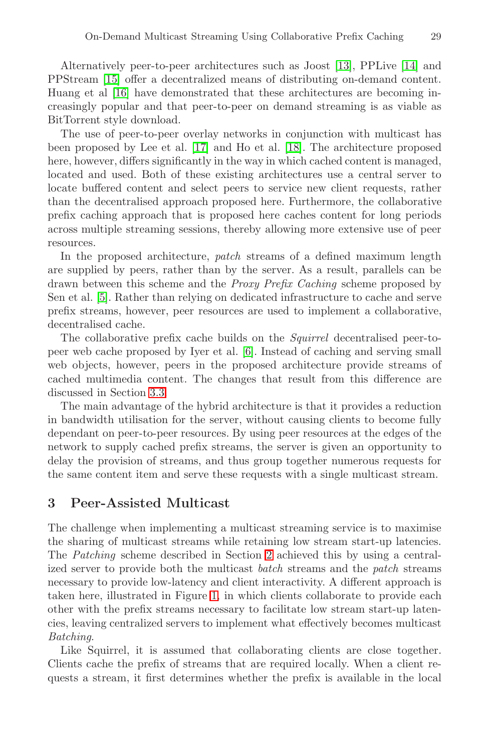Alternatively peer-to-peer architectures such as Joost [13], PPLive [14] and PPStream [15] offer a decentralized means of distributing on-demand content. Huang et al [16] have demonstrated that these architectures are becoming increasingly popular and that peer-to-peer on demand streaming is as viable as BitTorrent style download.

The use of peer-to-peer overlay networks in conjunction with multicast has been proposed by Lee et al. [17] and Ho et al. [18]. The architecture proposed here, however, differs significantly in the way in which cached content is managed, located and used. Both of these existing architectures use a central server to locate buffered content and select peers to service new client requests, rather than the decentralised approach proposed here. Furthermore, the collaborative prefix caching approach that is proposed here caches content for long periods across multiple streaming sessions, thereby allowing more extensive use of peer resources.

In the proposed architecture, *patch* streams of a defined maximum length are supplied by peers, rather than by the server. As a result, parallels can be drawn between this scheme and the *Proxy Prefix Caching* scheme proposed by Sen et al. [5]. Rather than relying on dedicated infrastructure to cache and serve prefix streams, however, peer resources are used to implement a collaborative, decentralised cache.

The collaborative prefix cache builds on the *Squirrel* decentralised peer-to-peer web cache proposed by Iyer et al. [6]. Instead of caching and serving small web objects, however, peers in the proposed architecture provide streams of cached multimedia content. The changes that result from this difference are discussed in Section 3.3.

The main advantage of the hybrid architecture is that it provides a reduction in bandwidth utilisation for the server, without causing clients to become fully dependant on peer-to-peer resources. By using peer resources at the edges of the network to supply cached prefix streams, the server is given an opportunity to delay the provision of streams, and thus group together numerous requests for the same content item and serve these requests with a single multicast stream.

## 3 Peer-Assisted Multicast

The challenge when implementing a multicast streaming service is to maximise the sharing of multicast streams while retaining low stream start-up latencies. The *Patching* scheme described in Section 2 achieved this by using a centralized server to provide both the multicast *batch* streams and the *patch* streams necessary to provide low-latency and client interactivity. A different approach is taken here, illustrated in Figure 1, in which clients collaborate to provide each other with the prefix streams necessary to facilitate low stream start-up latencies, leaving centralized servers to implement what effectively becomes multicast *Batching*.

Like Squirrel, it is assumed that collaborating clients are close together. Clients cache the prefix of streams that are required locally. When a client requests a stream, it first determines whether the prefix is available in the local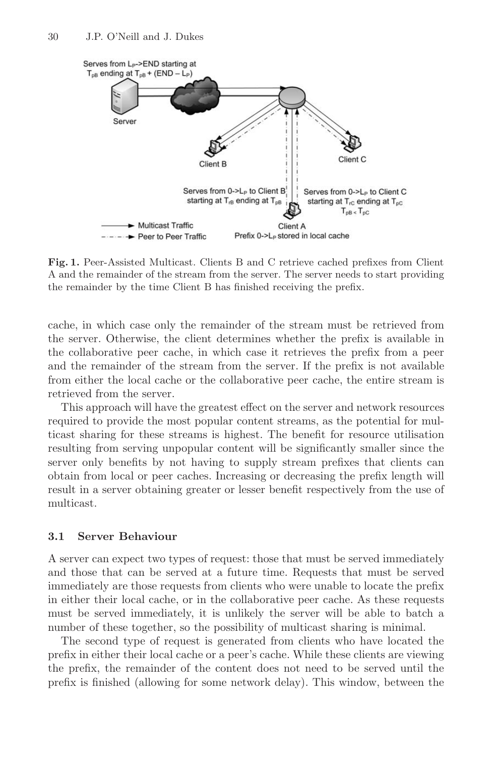**Fig. 1.** Peer-Assisted Multicast. Clients B and C retrieve cached prefixes from Client A and the remainder of the stream from the server. The server needs to start providing the remainder by the time Client B has finished receiving the prefix.

cache, in which case only the remainder of the stream must be retrieved from the server. Otherwise, the client determines whether the prefix is available in the collaborative peer cache, in which case it retrieves the prefix from a peer and the remainder of the stream from the server. If the prefix is not available from either the local cache or the collaborative peer cache, the entire stream is retrieved from the server.

This approach will have the greatest effect on the server and network resources required to provide the most popular content streams, as the potential for multicast sharing for these streams is highest. The benefit for resource utilisation resulting from serving unpopular content will be significantly smaller since the server only benefits by not having to supply stream prefixes that clients can obtain from local or peer caches. Increasing or decreasing the prefix length will result in a server obtaining greater or lesser benefit respectively from the use of multicast.

### 3.1 Server Behaviour

A server can expect two types of request: those that must be served immediately and those that can be served at a future time. Requests that must be served immediately are those requests from clients who were unable to locate the prefix in either their local cache, or in the collaborative peer cache. As these requests must be served immediately, it is unlikely the server will be able to batch a number of these together, so the possibility of multicast sharing is minimal.

The second type of request is generated from clients who have located the prefix in either their local cache or a peer's cache. While these clients are viewing the prefix, the remainder of the content does not need to be served until the prefix is finished (allowing for some network delay). This window, between the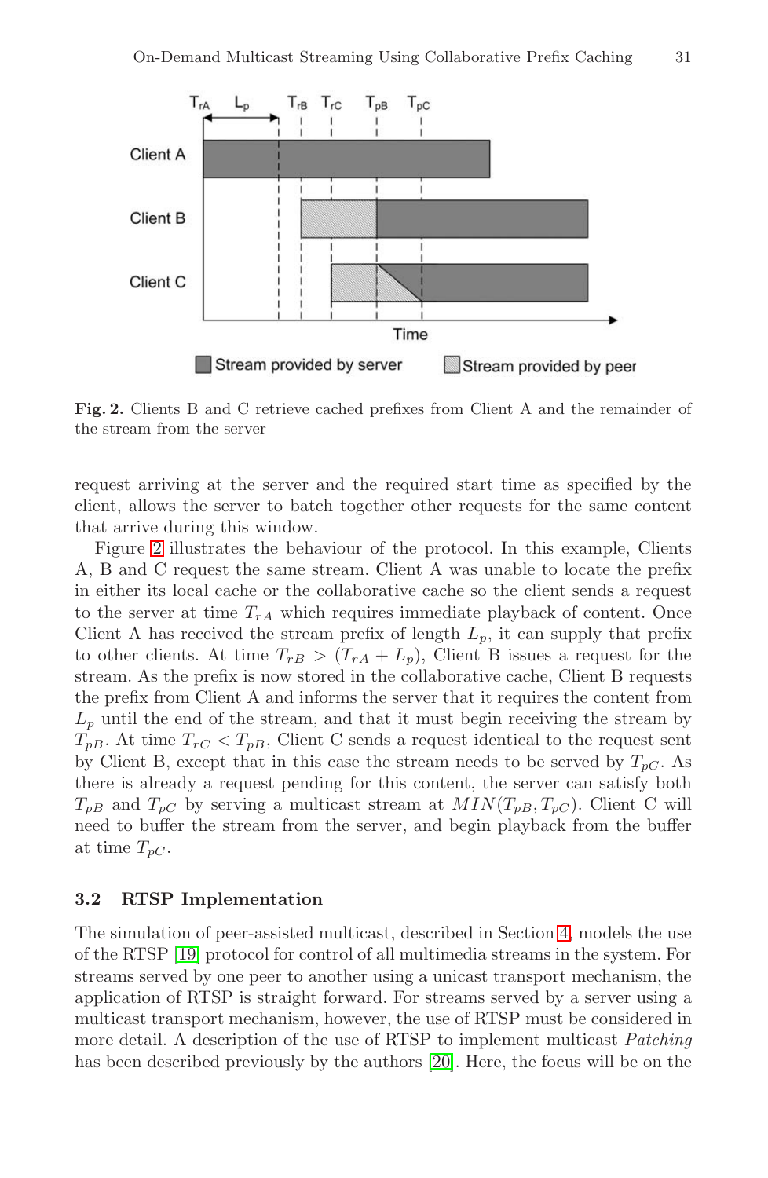**Fig. 2.** Clients B and C retrieve cached prefixes from Client A and the remainder of the stream from the server

request arriving at the server and the required start time as specified by the client, allows the server to batch together other requests for the same content that arrive during this window.

Figure 2 illustrates the behaviour of the protocol. In this example, Clients A, B and C request the same stream. Client A was unable to locate the prefix in either its local cache or the collaborative cache so the client sends a request to the server at time $T_{rA}$ which requires immediate playback of content. Once Client A has received the stream prefix of length $L_p$, it can supply that prefix to other clients. At time $T_{rB} > (T_{rA} + L_p)$, Client B issues a request for the stream. As the prefix is now stored in the collaborative cache, Client B requests the prefix from Client A and informs the server that it requires the content from $L_p$ until the end of the stream, and that it must begin receiving the stream by $T_{pB}$. At time $T_{rC} < T_{pB}$, Client C sends a request identical to the request sent by Client B, except that in this case the stream needs to be served by $T_{pC}$. As there is already a request pending for this content, the server can satisfy both $T_{pB}$ and $T_{pC}$ by serving a multicast stream at $MIN(T_{pB}, T_{pC})$. Client C will need to buffer the stream from the server, and begin playback from the buffer at time $T_{pC}$.

### 3.2 RTSP Implementation

The simulation of peer-assisted multicast, described in Section 4, models the use of the RTSP [19] protocol for control of all multimedia streams in the system. For streams served by one peer to another using a unicast transport mechanism, the application of RTSP is straight forward. For streams served by a server using a multicast transport mechanism, however, the use of RTSP must be considered in more detail. A description of the use of RTSP to implement multicast *Patching* has been described previously by the authors [20]. Here, the focus will be on the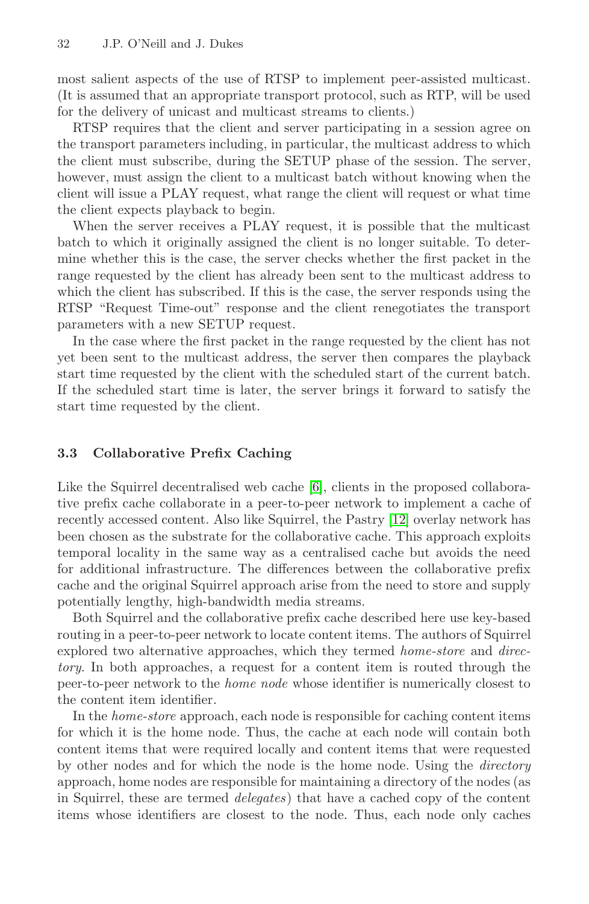most salient aspects of the use of RTSP to implement peer-assisted multicast. (It is assumed that an appropriate transport protocol, such as RTP, will be used for the delivery of unicast and multicast streams to clients.)

RTSP requires that the client and server participating in a session agree on the transport parameters including, in particular, the multicast address to which the client must subscribe, during the SETUP phase of the session. The server, however, must assign the client to a multicast batch without knowing when the client will issue a PLAY request, what range the client will request or what time the client expects playback to begin.

When the server receives a PLAY request, it is possible that the multicast batch to which it originally assigned the client is no longer suitable. To determine whether this is the case, the server checks whether the first packet in the range requested by the client has already been sent to the multicast address to which the client has subscribed. If this is the case, the server responds using the RTSP "Request Time-out" response and the client renegotiates the transport parameters with a new SETUP request.

In the case where the first packet in the range requested by the client has not yet been sent to the multicast address, the server then compares the playback start time requested by the client with the scheduled start of the current batch. If the scheduled start time is later, the server brings it forward to satisfy the start time requested by the client.

### 3.3 Collaborative Prefix Caching

Like the Squirrel decentralised web cache [6], clients in the proposed collaborative prefix cache collaborate in a peer-to-peer network to implement a cache of recently accessed content. Also like Squirrel, the Pastry [12] overlay network has been chosen as the substrate for the collaborative cache. This approach exploits temporal locality in the same way as a centralised cache but avoids the need for additional infrastructure. The differences between the collaborative prefix cache and the original Squirrel approach arise from the need to store and supply potentially lengthy, high-bandwidth media streams.

Both Squirrel and the collaborative prefix cache described here use key-based routing in a peer-to-peer network to locate content items. The authors of Squirrel explored two alternative approaches, which they termed *home-store* and *directory*. In both approaches, a request for a content item is routed through the peer-to-peer network to the *home node* whose identifier is numerically closest to the content item identifier.

In the *home-store* approach, each node is responsible for caching content items for which it is the home node. Thus, the cache at each node will contain both content items that were required locally and content items that were requested by other nodes and for which the node is the home node. Using the *directory* approach, home nodes are responsible for maintaining a directory of the nodes (as in Squirrel, these are termed *delegates*) that have a cached copy of the content items whose identifiers are closest to the node. Thus, each node only caches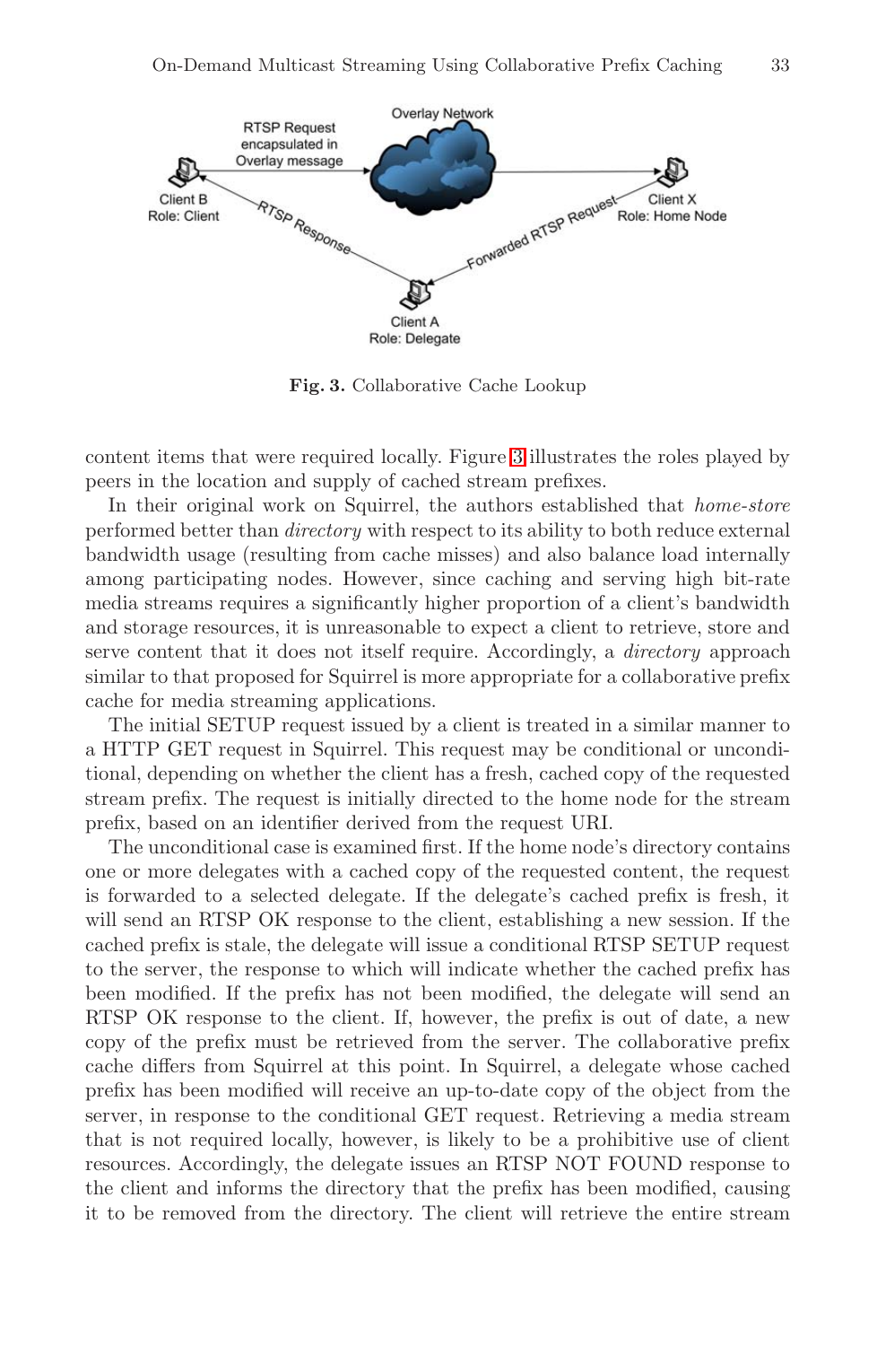**Fig. 3.** Collaborative Cache Lookup

content items that were required locally. Figure 3 illustrates the roles played by peers in the location and supply of cached stream prefixes.

In their original work on Squirrel, the authors established that *home-store* performed better than *directory* with respect to its ability to both reduce external bandwidth usage (resulting from cache misses) and also balance load internally among participating nodes. However, since caching and serving high bit-rate media streams requires a significantly higher proportion of a client's bandwidth and storage resources, it is unreasonable to expect a client to retrieve, store and serve content that it does not itself require. Accordingly, a *directory* approach similar to that proposed for Squirrel is more appropriate for a collaborative prefix cache for media streaming applications.

The initial SETUP request issued by a client is treated in a similar manner to a HTTP GET request in Squirrel. This request may be conditional or unconditional, depending on whether the client has a fresh, cached copy of the requested stream prefix. The request is initially directed to the home node for the stream prefix, based on an identifier derived from the request URI.

The unconditional case is examined first. If the home node's directory contains one or more delegates with a cached copy of the requested content, the request is forwarded to a selected delegate. If the delegate's cached prefix is fresh, it will send an RTSP OK response to the client, establishing a new session. If the cached prefix is stale, the delegate will issue a conditional RTSP SETUP request to the server, the response to which will indicate whether the cached prefix has been modified. If the prefix has not been modified, the delegate will send an RTSP OK response to the client. If, however, the prefix is out of date, a new copy of the prefix must be retrieved from the server. The collaborative prefix cache differs from Squirrel at this point. In Squirrel, a delegate whose cached prefix has been modified will receive an up-to-date copy of the object from the server, in response to the conditional GET request. Retrieving a media stream that is not required locally, however, is likely to be a prohibitive use of client resources. Accordingly, the delegate issues an RTSP NOT FOUND response to the client and informs the directory that the prefix has been modified, causing it to be removed from the directory. The client will retrieve the entire stream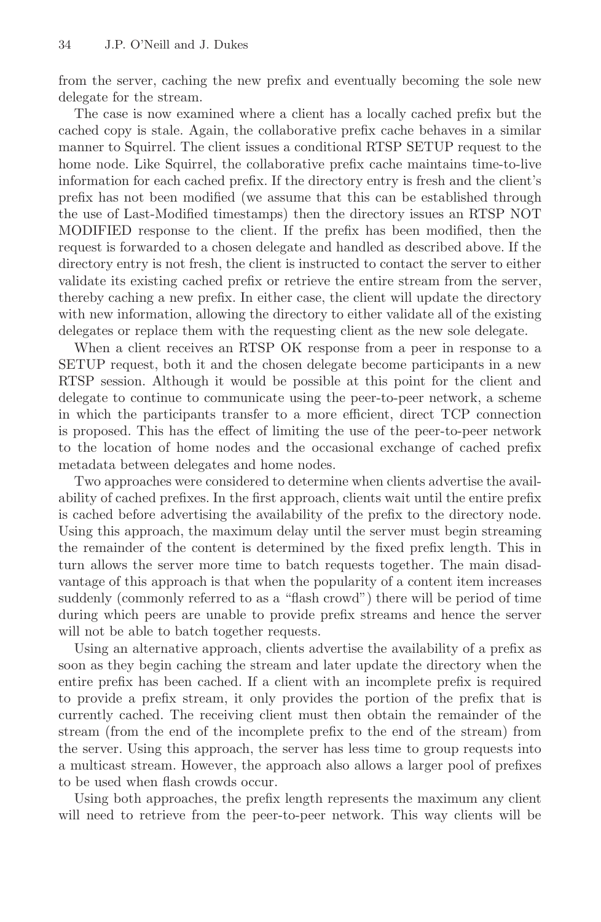from the server, caching the new prefix and eventually becoming the sole new delegate for the stream.

The case is now examined where a client has a locally cached prefix but the cached copy is stale. Again, the collaborative prefix cache behaves in a similar manner to Squirrel. The client issues a conditional RTSP SETUP request to the home node. Like Squirrel, the collaborative prefix cache maintains time-to-live information for each cached prefix. If the directory entry is fresh and the client's prefix has not been modified (we assume that this can be established through the use of Last-Modified timestamps) then the directory issues an RTSP NOT MODIFIED response to the client. If the prefix has been modified, then the request is forwarded to a chosen delegate and handled as described above. If the directory entry is not fresh, the client is instructed to contact the server to either validate its existing cached prefix or retrieve the entire stream from the server, thereby caching a new prefix. In either case, the client will update the directory with new information, allowing the directory to either validate all of the existing delegates or replace them with the requesting client as the new sole delegate.

When a client receives an RTSP OK response from a peer in response to a SETUP request, both it and the chosen delegate become participants in a new RTSP session. Although it would be possible at this point for the client and delegate to continue to communicate using the peer-to-peer network, a scheme in which the participants transfer to a more efficient, direct TCP connection is proposed. This has the effect of limiting the use of the peer-to-peer network to the location of home nodes and the occasional exchange of cached prefix metadata between delegates and home nodes.

Two approaches were considered to determine when clients advertise the availability of cached prefixes. In the first approach, clients wait until the entire prefix is cached before advertising the availability of the prefix to the directory node. Using this approach, the maximum delay until the server must begin streaming the remainder of the content is determined by the fixed prefix length. This in turn allows the server more time to batch requests together. The main disadvantage of this approach is that when the popularity of a content item increases suddenly (commonly referred to as a "flash crowd") there will be period of time during which peers are unable to provide prefix streams and hence the server will not be able to batch together requests.

Using an alternative approach, clients advertise the availability of a prefix as soon as they begin caching the stream and later update the directory when the entire prefix has been cached. If a client with an incomplete prefix is required to provide a prefix stream, it only provides the portion of the prefix that is currently cached. The receiving client must then obtain the remainder of the stream (from the end of the incomplete prefix to the end of the stream) from the server. Using this approach, the server has less time to group requests into a multicast stream. However, the approach also allows a larger pool of prefixes to be used when flash crowds occur.

Using both approaches, the prefix length represents the maximum any client will need to retrieve from the peer-to-peer network. This way clients will be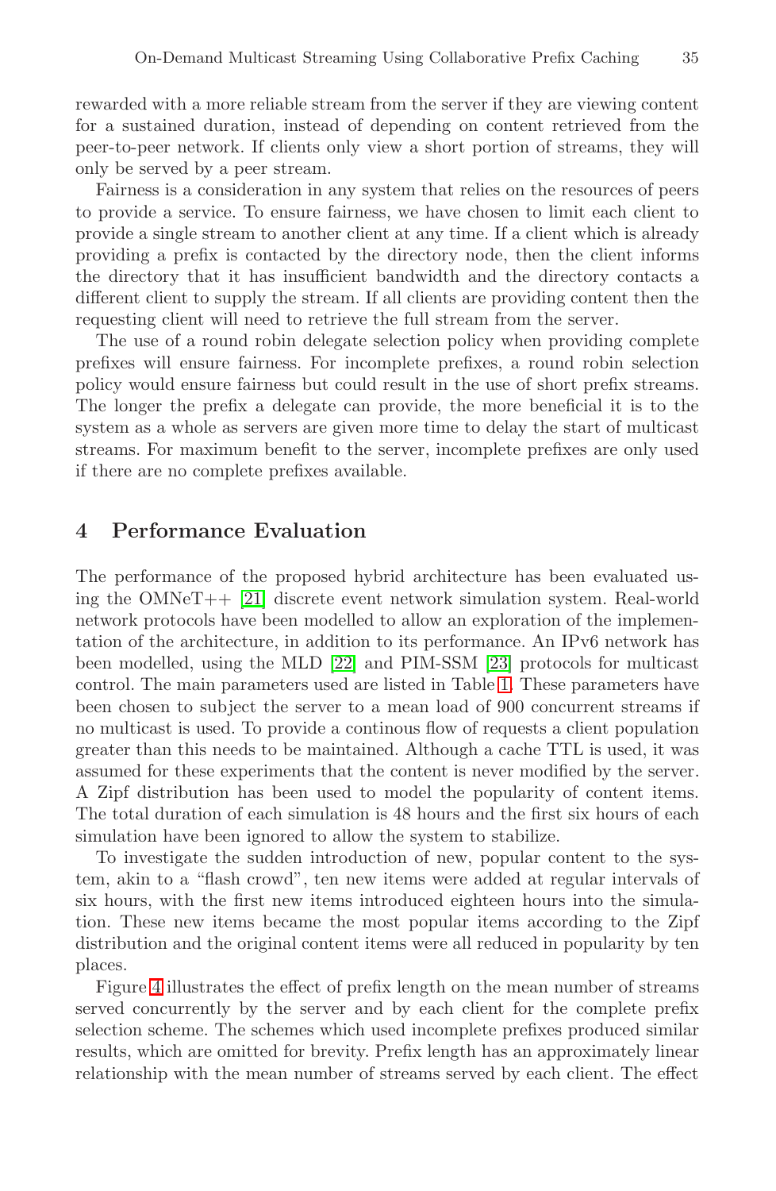rewarded with a more reliable stream from the server if they are viewing content for a sustained duration, instead of depending on content retrieved from the peer-to-peer network. If clients only view a short portion of streams, they will only be served by a peer stream.

Fairness is a consideration in any system that relies on the resources of peers to provide a service. To ensure fairness, we have chosen to limit each client to provide a single stream to another client at any time. If a client which is already providing a prefix is contacted by the directory node, then the client informs the directory that it has insufficient bandwidth and the directory contacts a different client to supply the stream. If all clients are providing content then the requesting client will need to retrieve the full stream from the server.

The use of a round robin delegate selection policy when providing complete prefixes will ensure fairness. For incomplete prefixes, a round robin selection policy would ensure fairness but could result in the use of short prefix streams. The longer the prefix a delegate can provide, the more beneficial it is to the system as a whole as servers are given more time to delay the start of multicast streams. For maximum benefit to the server, incomplete prefixes are only used if there are no complete prefixes available.

## 4 Performance Evaluation

The performance of the proposed hybrid architecture has been evaluated using the OMNeT++ [21] discrete event network simulation system. Real-world network protocols have been modelled to allow an exploration of the implementation of the architecture, in addition to its performance. An IPv6 network has been modelled, using the MLD [22] and PIM-SSM [23] protocols for multicast control. The main parameters used are listed in Table 1. These parameters have been chosen to subject the server to a mean load of 900 concurrent streams if no multicast is used. To provide a continous flow of requests a client population greater than this needs to be maintained. Although a cache TTL is used, it was assumed for these experiments that the content is never modified by the server. A Zipf distribution has been used to model the popularity of content items. The total duration of each simulation is 48 hours and the first six hours of each simulation have been ignored to allow the system to stabilize.

To investigate the sudden introduction of new, popular content to the system, akin to a "flash crowd", ten new items were added at regular intervals of six hours, with the first new items introduced eighteen hours into the simulation. These new items became the most popular items according to the Zipf distribution and the original content items were all reduced in popularity by ten places.

Figure 4 illustrates the effect of prefix length on the mean number of streams served concurrently by the server and by each client for the complete prefix selection scheme. The schemes which used incomplete prefixes produced similar results, which are omitted for brevity. Prefix length has an approximately linear relationship with the mean number of streams served by each client. The effect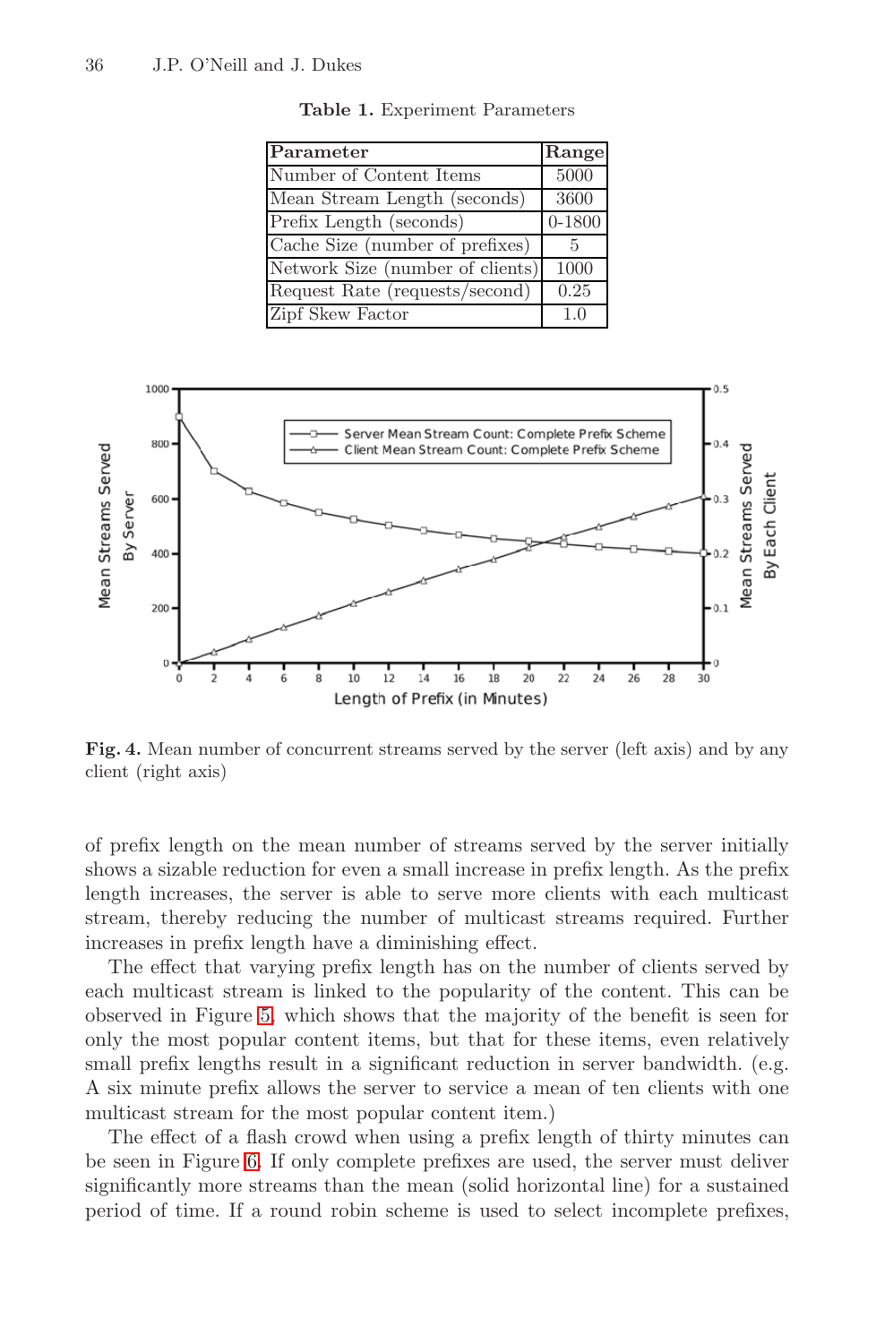**Table 1.** Experiment Parameters

| Parameter | Range |
|---|---|
| Number of Content Items | 5000 |
| Mean Stream Length (seconds) | 3600 |
| Prefix Length (seconds) | 0-1800 |
| Cache Size (number of prefixes) | 5 |
| Network Size (number of clients) | 1000 |
| Request Rate (requests/second) | 0.25 |
| Zipf Skew Factor | 1.0 |

**Fig. 4.** Mean number of concurrent streams served by the server (left axis) and by any client (right axis)

of prefix length on the mean number of streams served by the server initially shows a sizable reduction for even a small increase in prefix length. As the prefix length increases, the server is able to serve more clients with each multicast stream, thereby reducing the number of multicast streams required. Further increases in prefix length have a diminishing effect.

The effect that varying prefix length has on the number of clients served by each multicast stream is linked to the popularity of the content. This can be observed in Figure 5, which shows that the majority of the benefit is seen for only the most popular content items, but that for these items, even relatively small prefix lengths result in a significant reduction in server bandwidth. (e.g. A six minute prefix allows the server to service a mean of ten clients with one multicast stream for the most popular content item.)

The effect of a flash crowd when using a prefix length of thirty minutes can be seen in Figure 6. If only complete prefixes are used, the server must deliver significantly more streams than the mean (solid horizontal line) for a sustained period of time. If a round robin scheme is used to select incomplete prefixes,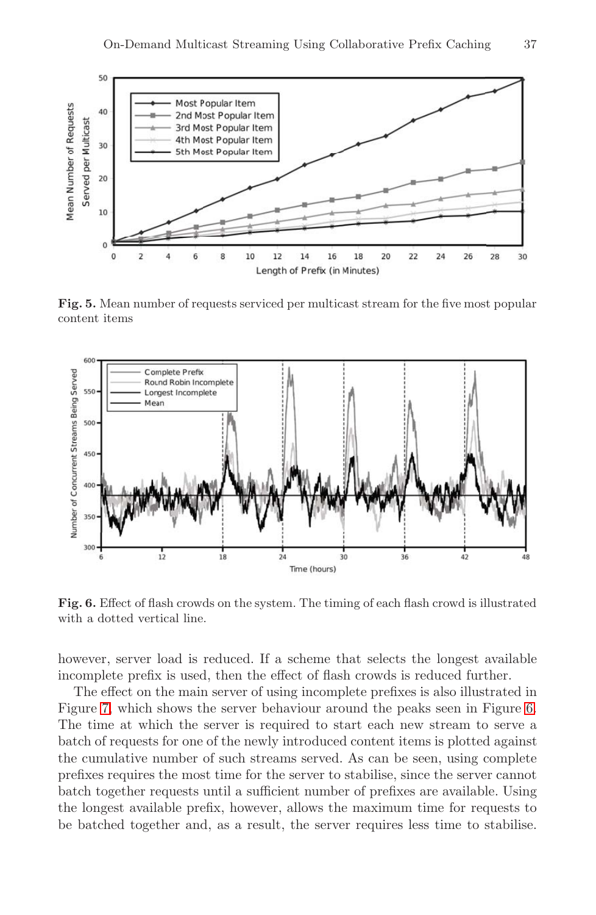**Fig. 5.** Mean number of requests serviced per multicast stream for the five most popular content items

**Fig. 6.** Effect of flash crowds on the system. The timing of each flash crowd is illustrated with a dotted vertical line.

however, server load is reduced. If a scheme that selects the longest available incomplete prefix is used, then the effect of flash crowds is reduced further.

The effect on the main server of using incomplete prefixes is also illustrated in Figure 7, which shows the server behaviour around the peaks seen in Figure 6. The time at which the server is required to start each new stream to serve a batch of requests for one of the newly introduced content items is plotted against the cumulative number of such streams served. As can be seen, using complete prefixes requires the most time for the server to stabilise, since the server cannot batch together requests until a sufficient number of prefixes are available. Using the longest available prefix, however, allows the maximum time for requests to be batched together and, as a result, the server requires less time to stabilise.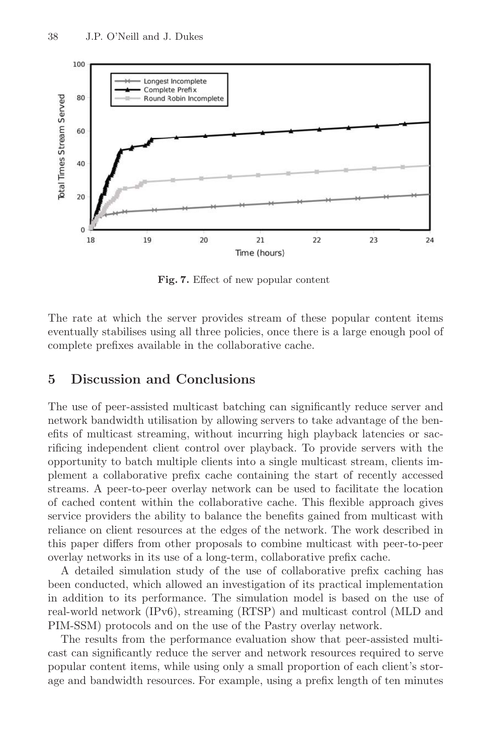Total Times Stream Served

Time (hours)

100
80
60
40
20
0

18 19 20 21 22 23 24

Longest Incomplete
Complete Prefix
Round Robin Incomplete

**Fig. 7.** Effect of new popular content

The rate at which the server provides stream of these popular content items eventually stabilises using all three policies, once there is a large enough pool of complete prefixes available in the collaborative cache.

## 5 Discussion and Conclusions

The use of peer-assisted multicast batching can significantly reduce server and network bandwidth utilisation by allowing servers to take advantage of the benefits of multicast streaming, without incurring high playback latencies or sacrificing independent client control over playback. To provide servers with the opportunity to batch multiple clients into a single multicast stream, clients implement a collaborative prefix cache containing the start of recently accessed streams. A peer-to-peer overlay network can be used to facilitate the location of cached content within the collaborative cache. This flexible approach gives service providers the ability to balance the benefits gained from multicast with reliance on client resources at the edges of the network. The work described in this paper differs from other proposals to combine multicast with peer-to-peer overlay networks in its use of a long-term, collaborative prefix cache.

A detailed simulation study of the use of collaborative prefix caching has been conducted, which allowed an investigation of its practical implementation in addition to its performance. The simulation model is based on the use of real-world network (IPv6), streaming (RTSP) and multicast control (MLD and PIM-SSM) protocols and on the use of the Pastry overlay network.

The results from the performance evaluation show that peer-assisted multicast can significantly reduce the server and network resources required to serve popular content items, while using only a small proportion of each client's storage and bandwidth resources. For example, using a prefix length of ten minutes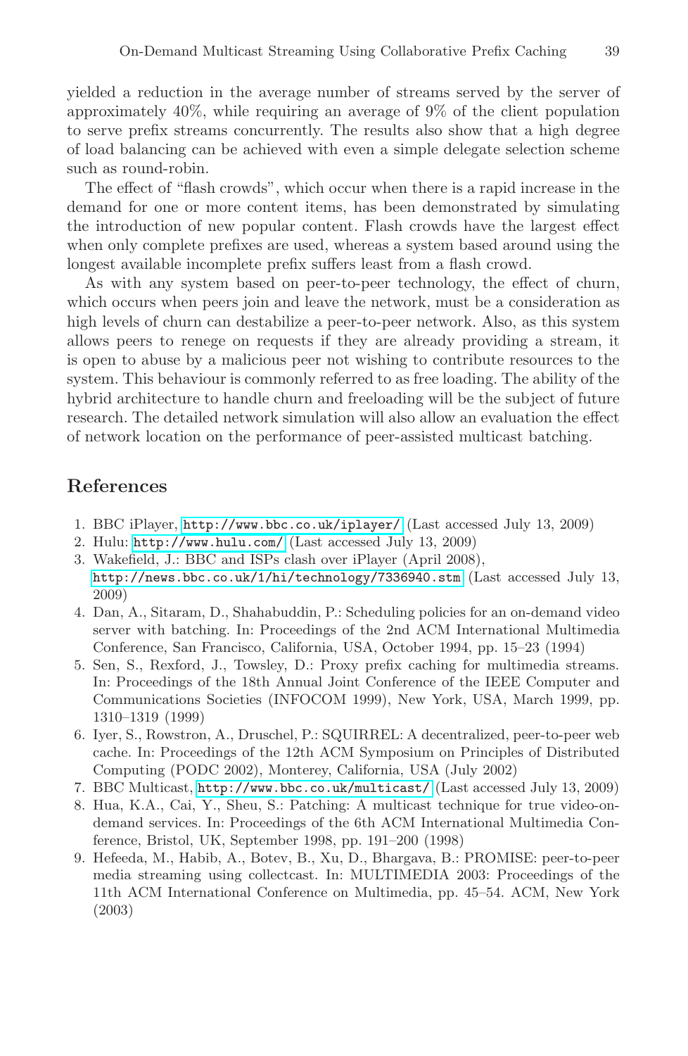yielded a reduction in the average number of streams served by the server of approximately 40%, while requiring an average of 9% of the client population to serve prefix streams concurrently. The results also show that a high degree of load balancing can be achieved with even a simple delegate selection scheme such as round-robin.

The effect of "flash crowds", which occur when there is a rapid increase in the demand for one or more content items, has been demonstrated by simulating the introduction of new popular content. Flash crowds have the largest effect when only complete prefixes are used, whereas a system based around using the longest available incomplete prefix suffers least from a flash crowd.

As with any system based on peer-to-peer technology, the effect of churn, which occurs when peers join and leave the network, must be a consideration as high levels of churn can destabilize a peer-to-peer network. Also, as this system allows peers to renege on requests if they are already providing a stream, it is open to abuse by a malicious peer not wishing to contribute resources to the system. This behaviour is commonly referred to as free loading. The ability of the hybrid architecture to handle churn and freeloading will be the subject of future research. The detailed network simulation will also allow an evaluation the effect of network location on the performance of peer-assisted multicast batching.

## References

1. BBC iPlayer, http://www.bbc.co.uk/iplayer/ (Last accessed July 13, 2009)
2. Hulu: http://www.hulu.com/ (Last accessed July 13, 2009)
3. Wakefield, J.: BBC and ISPs clash over iPlayer (April 2008), http://news.bbc.co.uk/1/hi/technology/7336940.stm (Last accessed July 13, 2009)
4. Dan, A., Sitaram, D., Shahabuddin, P.: Scheduling policies for an on-demand video server with batching. In: Proceedings of the 2nd ACM International Multimedia Conference, San Francisco, California, USA, October 1994, pp. 15–23 (1994)
5. Sen, S., Rexford, J., Towsley, D.: Proxy prefix caching for multimedia streams. In: Proceedings of the 18th Annual Joint Conference of the IEEE Computer and Communications Societies (INFOCOM 1999), New York, USA, March 1999, pp. 1310–1319 (1999)
6. Iyer, S., Rowstron, A., Druschel, P.: SQUIRREL: A decentralized, peer-to-peer web cache. In: Proceedings of the 12th ACM Symposium on Principles of Distributed Computing (PODC 2002), Monterey, California, USA (July 2002)
7. BBC Multicast, http://www.bbc.co.uk/multicast/ (Last accessed July 13, 2009)
8. Hua, K.A., Cai, Y., Sheu, S.: Patching: A multicast technique for true video-on-demand services. In: Proceedings of the 6th ACM International Multimedia Conference, Bristol, UK, September 1998, pp. 191–200 (1998)
9. Hefeeda, M., Habib, A., Botev, B., Xu, D., Bhargava, B.: PROMISE: peer-to-peer media streaming using collectcast. In: MULTIMEDIA 2003: Proceedings of the 11th ACM International Conference on Multimedia, pp. 45–54. ACM, New York (2003)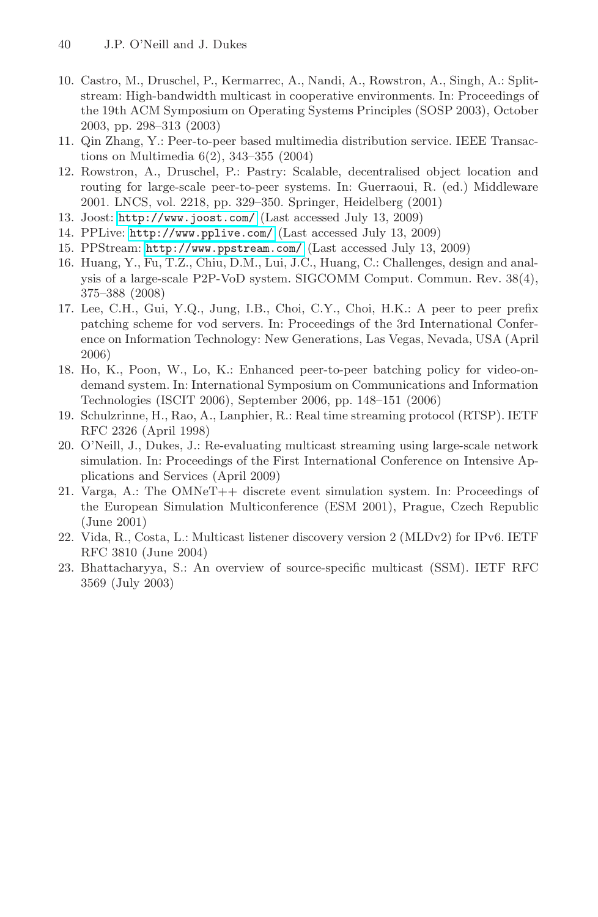10. Castro, M., Druschel, P., Kermarrec, A., Nandi, A., Rowstron, A., Singh, A.: Splitstream: High-bandwidth multicast in cooperative environments. In: Proceedings of the 19th ACM Symposium on Operating Systems Principles (SOSP 2003), October 2003, pp. 298–313 (2003)
11. Qin Zhang, Y.: Peer-to-peer based multimedia distribution service. IEEE Transactions on Multimedia 6(2), 343–355 (2004)
12. Rowstron, A., Druschel, P.: Pastry: Scalable, decentralised object location and routing for large-scale peer-to-peer systems. In: Guerraoui, R. (ed.) Middleware 2001. LNCS, vol. 2218, pp. 329–350. Springer, Heidelberg (2001)
13. Joost: http://www.joost.com/ (Last accessed July 13, 2009)
14. PPLive: http://www.pplive.com/ (Last accessed July 13, 2009)
15. PPStream: http://www.ppstream.com/ (Last accessed July 13, 2009)
16. Huang, Y., Fu, T.Z., Chiu, D.M., Lui, J.C., Huang, C.: Challenges, design and analysis of a large-scale P2P-VoD system. SIGCOMM Comput. Commun. Rev. 38(4), 375–388 (2008)
17. Lee, C.H., Gui, Y.Q., Jung, I.B., Choi, C.Y., Choi, H.K.: A peer to peer prefix patching scheme for vod servers. In: Proceedings of the 3rd International Conference on Information Technology: New Generations, Las Vegas, Nevada, USA (April 2006)
18. Ho, K., Poon, W., Lo, K.: Enhanced peer-to-peer batching policy for video-on-demand system. In: International Symposium on Communications and Information Technologies (ISCIT 2006), September 2006, pp. 148–151 (2006)
19. Schulzrinne, H., Rao, A., Lanphier, R.: Real time streaming protocol (RTSP). IETF RFC 2326 (April 1998)
20. O'Neill, J., Dukes, J.: Re-evaluating multicast streaming using large-scale network simulation. In: Proceedings of the First International Conference on Intensive Applications and Services (April 2009)
21. Varga, A.: The OMNeT++ discrete event simulation system. In: Proceedings of the European Simulation Multiconference (ESM 2001), Prague, Czech Republic (June 2001)
22. Vida, R., Costa, L.: Multicast listener discovery version 2 (MLDv2) for IPv6. IETF RFC 3810 (June 2004)
23. Bhattacharyya, S.: An overview of source-specific multicast (SSM). IETF RFC 3569 (July 2003)